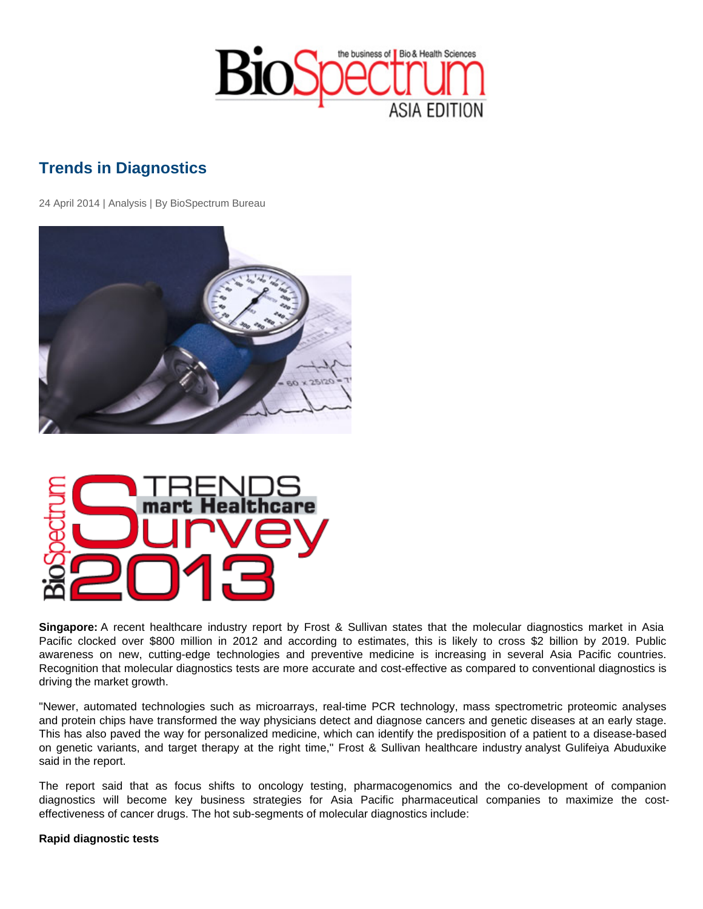# Trends in Diagnostics

24 April 2014 | Analysis | By BioSpectrum Bureau

**Singapore:** A recent healthcare industry report by Frost & Sullivan states that the molecular diagnostics market in Asia Pacific clocked over $800 million in 2012 and according to estimates, this is likely to cross $2 billion by 2019. Public awareness on new, cutting-edge technologies and preventive medicine is increasing in several Asia Pacific countries. Recognition that molecular diagnostics tests are more accurate and cost-effective as compared to conventional diagnostics is driving the market growth.

"Newer, automated technologies such as microarrays, real-time PCR technology, mass spectrometric proteomic analyses and protein chips have transformed the way physicians detect and diagnose cancers and genetic diseases at an early stage. This has also paved the way for personalized medicine, which can identify the predisposition of a patient to a disease-based on genetic variants, and target therapy at the right time," Frost & Sullivan healthcare industry analyst Gulifeiya Abuduxike said in the report.

The report said that as focus shifts to oncology testing, pharmacogenomics and the co-development of companion diagnostics will become key business strategies for Asia Pacific pharmaceutical companies to maximize the cost-effectiveness of cancer drugs. The hot sub-segments of molecular diagnostics include:

**Rapid diagnostic tests**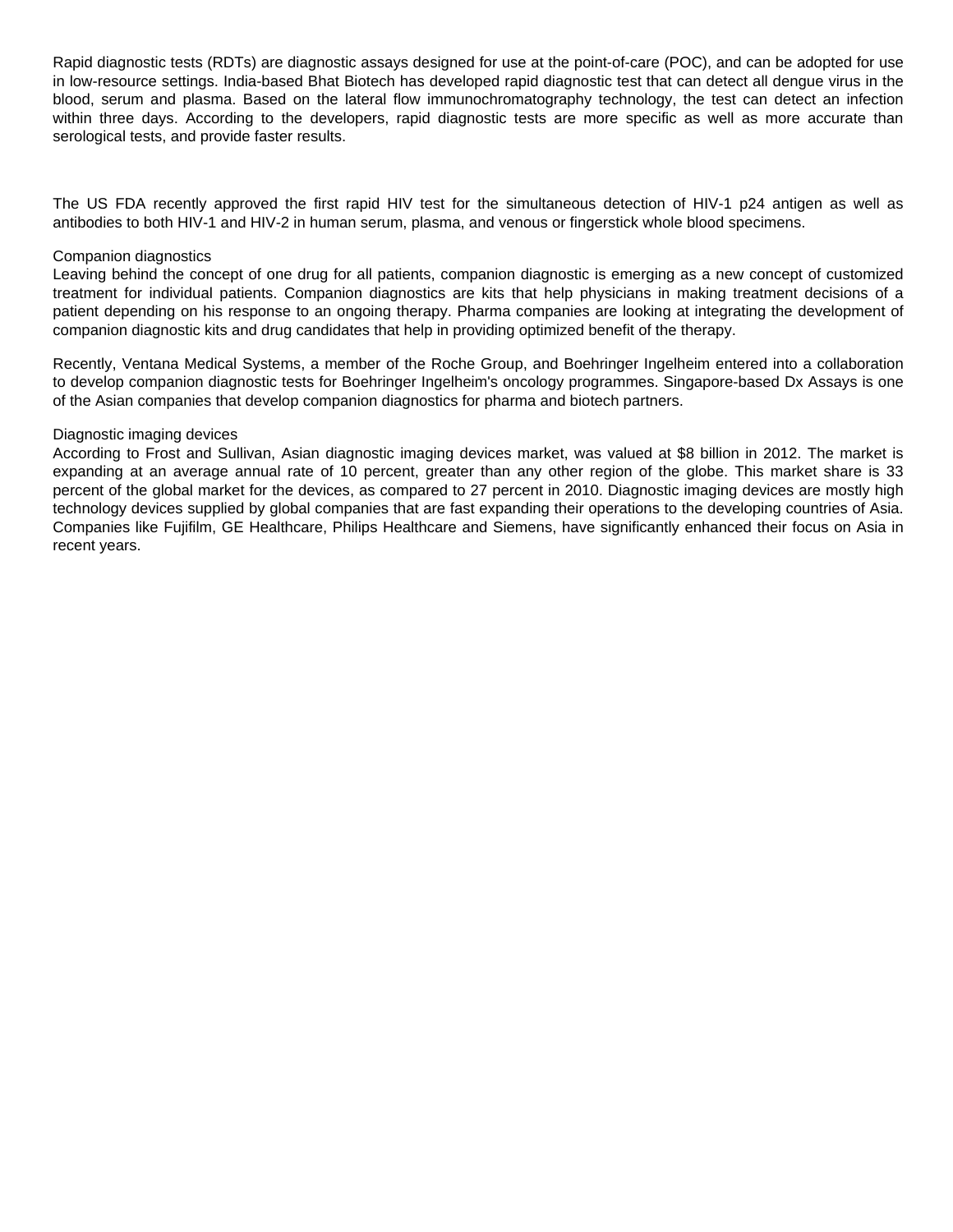Rapid diagnostic tests (RDTs) are diagnostic assays designed for use at the point-of-care (POC), and can be adopted for use in low-resource settings. India-based Bhat Biotech has developed rapid diagnostic test that can detect all dengue virus in the blood, serum and plasma. Based on the lateral flow immunochromatography technology, the test can detect an infection within three days. According to the developers, rapid diagnostic tests are more specific as well as more accurate than serological tests, and provide faster results.

The US FDA recently approved the first rapid HIV test for the simultaneous detection of HIV-1 p24 antigen as well as antibodies to both HIV-1 and HIV-2 in human serum, plasma, and venous or fingerstick whole blood specimens.

## Companion diagnostics

Leaving behind the concept of one drug for all patients, companion diagnostic is emerging as a new concept of customized treatment for individual patients. Companion diagnostics are kits that help physicians in making treatment decisions of a patient depending on his response to an ongoing therapy. Pharma companies are looking at integrating the development of companion diagnostic kits and drug candidates that help in providing optimized benefit of the therapy.

Recently, Ventana Medical Systems, a member of the Roche Group, and Boehringer Ingelheim entered into a collaboration to develop companion diagnostic tests for Boehringer Ingelheim's oncology programmes. Singapore-based Dx Assays is one of the Asian companies that develop companion diagnostics for pharma and biotech partners.

## Diagnostic imaging devices

According to Frost and Sullivan, Asian diagnostic imaging devices market, was valued at $8 billion in 2012. The market is expanding at an average annual rate of 10 percent, greater than any other region of the globe. This market share is 33 percent of the global market for the devices, as compared to 27 percent in 2010. Diagnostic imaging devices are mostly high technology devices supplied by global companies that are fast expanding their operations to the developing countries of Asia. Companies like Fujifilm, GE Healthcare, Philips Healthcare and Siemens, have significantly enhanced their focus on Asia in recent years.